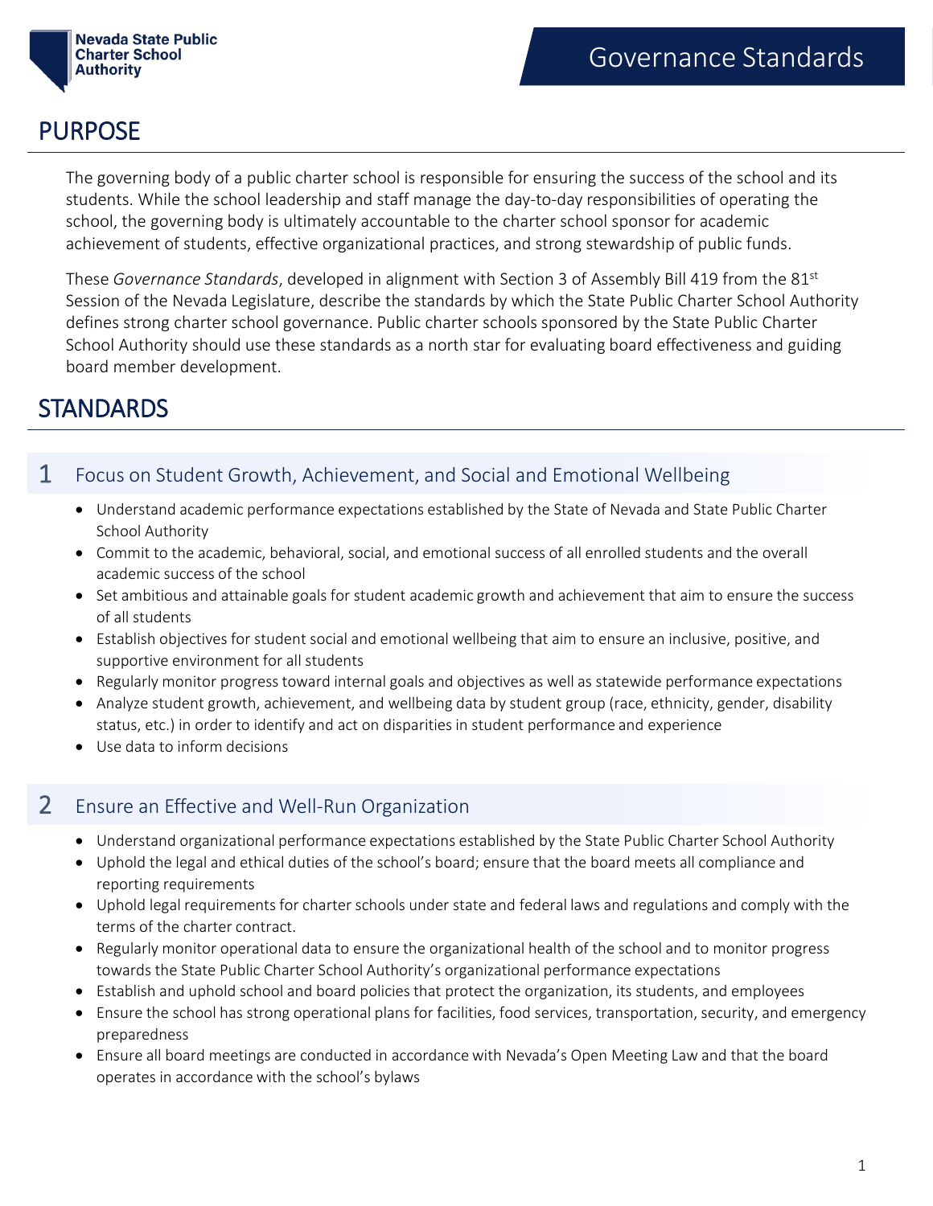Nevada State Public Charter School Authority

# Governance Standards

## PURPOSE

The governing body of a public charter school is responsible for ensuring the success of the school and its students. While the school leadership and staff manage the day-to-day responsibilities of operating the school, the governing body is ultimately accountable to the charter school sponsor for academic achievement of students, effective organizational practices, and strong stewardship of public funds.

These *Governance Standards*, developed in alignment with Section 3 of Assembly Bill 419 from the 81st Session of the Nevada Legislature, describe the standards by which the State Public Charter School Authority defines strong charter school governance. Public charter schools sponsored by the State Public Charter School Authority should use these standards as a north star for evaluating board effectiveness and guiding board member development.

## STANDARDS

### 1 Focus on Student Growth, Achievement, and Social and Emotional Wellbeing

- Understand academic performance expectations established by the State of Nevada and State Public Charter School Authority
- Commit to the academic, behavioral, social, and emotional success of all enrolled students and the overall academic success of the school
- Set ambitious and attainable goals for student academic growth and achievement that aim to ensure the success of all students
- Establish objectives for student social and emotional wellbeing that aim to ensure an inclusive, positive, and supportive environment for all students
- Regularly monitor progress toward internal goals and objectives as well as statewide performance expectations
- Analyze student growth, achievement, and wellbeing data by student group (race, ethnicity, gender, disability status, etc.) in order to identify and act on disparities in student performance and experience
- Use data to inform decisions

### 2 Ensure an Effective and Well-Run Organization

- Understand organizational performance expectations established by the State Public Charter School Authority
- Uphold the legal and ethical duties of the school's board; ensure that the board meets all compliance and reporting requirements
- Uphold legal requirements for charter schools under state and federal laws and regulations and comply with the terms of the charter contract.
- Regularly monitor operational data to ensure the organizational health of the school and to monitor progress towards the State Public Charter School Authority's organizational performance expectations
- Establish and uphold school and board policies that protect the organization, its students, and employees
- Ensure the school has strong operational plans for facilities, food services, transportation, security, and emergency preparedness
- Ensure all board meetings are conducted in accordance with Nevada's Open Meeting Law and that the board operates in accordance with the school's bylaws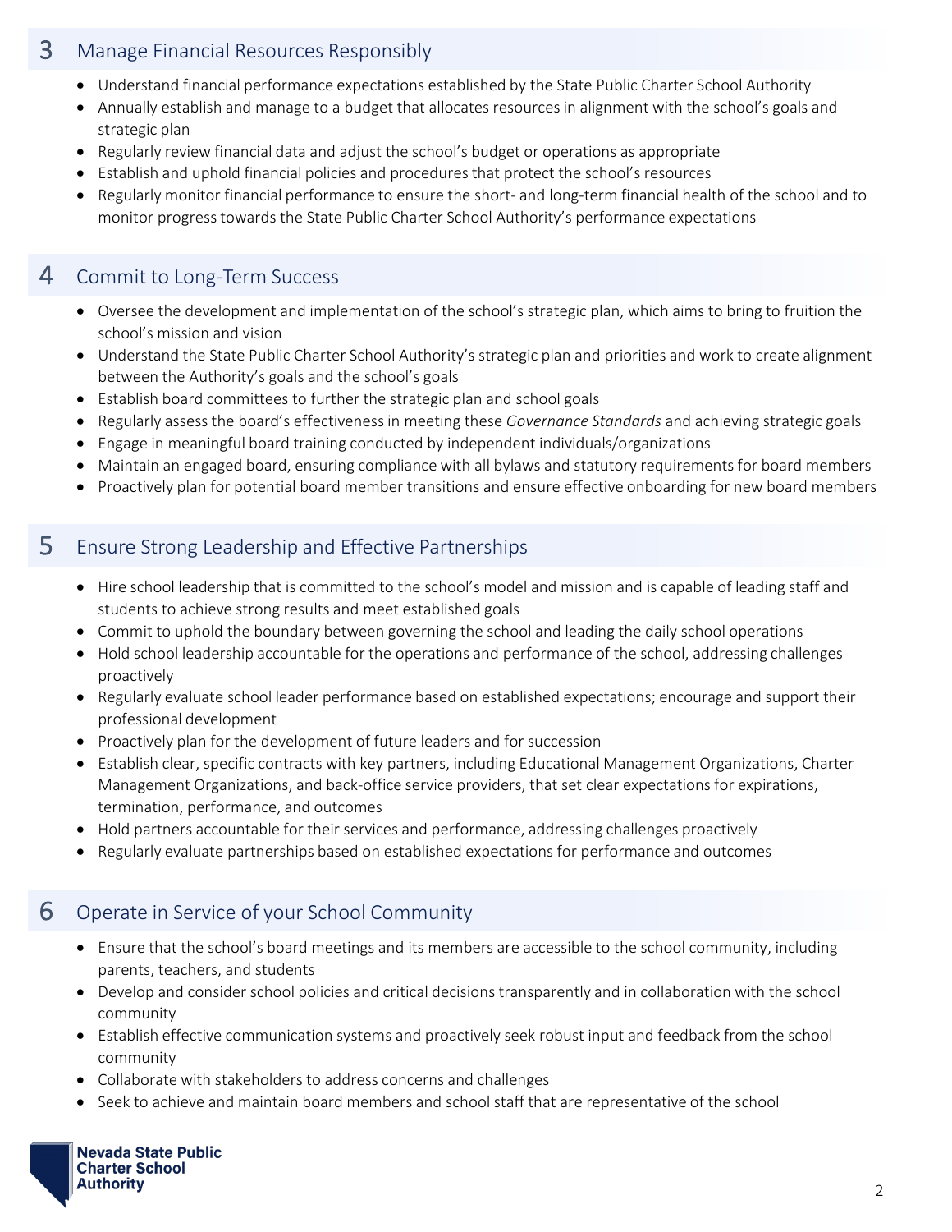## 3 Manage Financial Resources Responsibly

- Understand financial performance expectations established by the State Public Charter School Authority
- Annually establish and manage to a budget that allocates resources in alignment with the school's goals and strategic plan
- Regularly review financial data and adjust the school's budget or operations as appropriate
- Establish and uphold financial policies and procedures that protect the school's resources
- Regularly monitor financial performance to ensure the short- and long-term financial health of the school and to monitor progress towards the State Public Charter School Authority's performance expectations

## 4 Commit to Long-Term Success

- Oversee the development and implementation of the school's strategic plan, which aims to bring to fruition the school's mission and vision
- Understand the State Public Charter School Authority's strategic plan and priorities and work to create alignment between the Authority's goals and the school's goals
- Establish board committees to further the strategic plan and school goals
- Regularly assess the board's effectiveness in meeting these *Governance Standards* and achieving strategic goals
- Engage in meaningful board training conducted by independent individuals/organizations
- Maintain an engaged board, ensuring compliance with all bylaws and statutory requirements for board members
- Proactively plan for potential board member transitions and ensure effective onboarding for new board members

## 5 Ensure Strong Leadership and Effective Partnerships

- Hire school leadership that is committed to the school's model and mission and is capable of leading staff and students to achieve strong results and meet established goals
- Commit to uphold the boundary between governing the school and leading the daily school operations
- Hold school leadership accountable for the operations and performance of the school, addressing challenges proactively
- Regularly evaluate school leader performance based on established expectations; encourage and support their professional development
- Proactively plan for the development of future leaders and for succession
- Establish clear, specific contracts with key partners, including Educational Management Organizations, Charter Management Organizations, and back-office service providers, that set clear expectations for expirations, termination, performance, and outcomes
- Hold partners accountable for their services and performance, addressing challenges proactively
- Regularly evaluate partnerships based on established expectations for performance and outcomes

## 6 Operate in Service of your School Community

- Ensure that the school's board meetings and its members are accessible to the school community, including parents, teachers, and students
- Develop and consider school policies and critical decisions transparently and in collaboration with the school community
- Establish effective communication systems and proactively seek robust input and feedback from the school community
- Collaborate with stakeholders to address concerns and challenges
- Seek to achieve and maintain board members and school staff that are representative of the school

**Nevada State Public Charter School Authority**